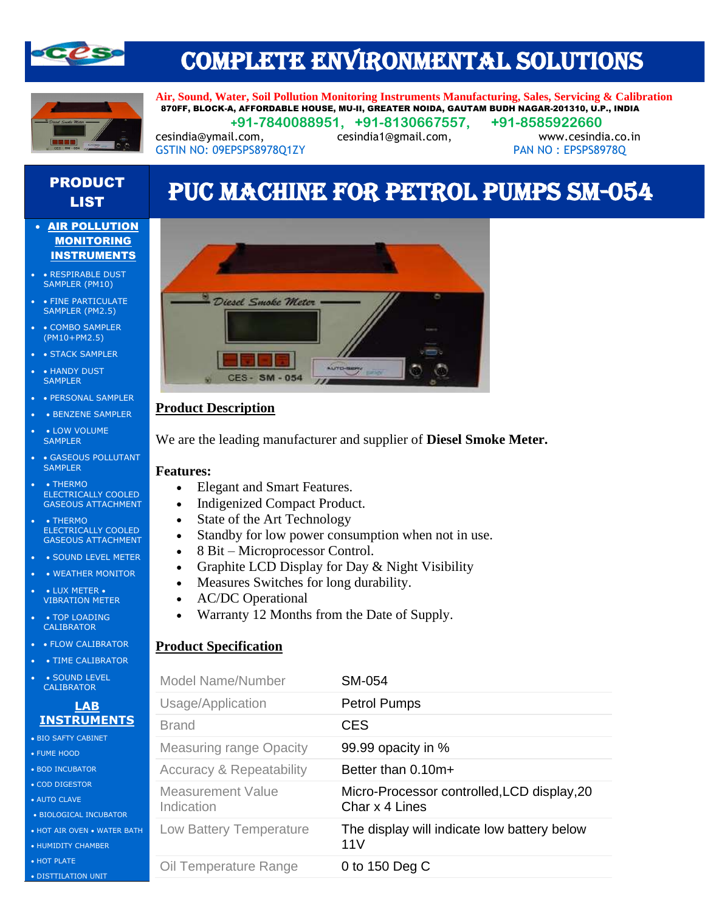# COMPLETE ENVIRONMENTAL SOLUTIONS

**Air, Sound, Water, Soil Pollution Monitoring Instruments Manufacturing, Sales, Servicing & Calibration**
**870FF, BLOCK-A, AFFORDABLE HOUSE, MU-II, GREATER NOIDA, GAUTAM BUDH NAGAR-201310, U.P., INDIA**
**+91-7840088951, +91-8130667557, +91-8585922660**
cesindia@ymail.com, cesindia1@gmail.com, www.cesindia.co.in
GSTIN NO: 09EPSPS8978Q1ZY PAN NO : EPSPS8978Q

## PRODUCT LIST

**AIR POLLUTION MONITORING INSTRUMENTS**

- • RESPIRABLE DUST SAMPLER (PM10)
- • FINE PARTICULATE SAMPLER (PM2.5)
- • COMBO SAMPLER (PM10+PM2.5)
- • STACK SAMPLER
- • HANDY DUST SAMPLER
- • PERSONAL SAMPLER
- • BENZENE SAMPLER
- • LOW VOLUME SAMPLER
- • GASEOUS POLLUTANT SAMPLER
- • THERMO ELECTRICALLY COOLED GASEOUS ATTACHMENT
- • THERMO ELECTRICALLY COOLED GASEOUS ATTACHMENT
- • SOUND LEVEL METER
- • WEATHER MONITOR
- • LUX METER • VIBRATION METER
- • TOP LOADING CALIBRATOR
- • FLOW CALIBRATOR
- • TIME CALIBRATOR
- • SOUND LEVEL CALIBRATOR

**LAB INSTRUMENTS**

- • BIO SAFTY CABINET
- • FUME HOOD
- • BOD INCUBATOR
- • COD DIGESTOR
- • AUTO CLAVE
- • BIOLOGICAL INCUBATOR
- • HOT AIR OVEN • WATER BATH
- • HUMIDITY CHAMBER
- • HOT PLATE
- • DISTTILATION UNIT

# PUC MACHINE FOR PETROL PUMPS SM-054

## Product Description

We are the leading manufacturer and supplier of **Diesel Smoke Meter.**

**Features:**

- Elegant and Smart Features.
- Indigenized Compact Product.
- State of the Art Technology
- Standby for low power consumption when not in use.
- 8 Bit – Microprocessor Control.
- Graphite LCD Display for Day & Night Visibility
- Measures Switches for long durability.
- AC/DC Operational
- Warranty 12 Months from the Date of Supply.

## Product Specification

| | |
|---|---|
| Model Name/Number | SM-054 |
| Usage/Application | Petrol Pumps |
| Brand | CES |
| Measuring range Opacity | 99.99 opacity in % |
| Accuracy & Repeatability | Better than 0.10m+ |
| Measurement Value Indication | Micro-Processor controlled,LCD display,20 Char x 4 Lines |
| Low Battery Temperature | The display will indicate low battery below 11V |
| Oil Temperature Range | 0 to 150 Deg C |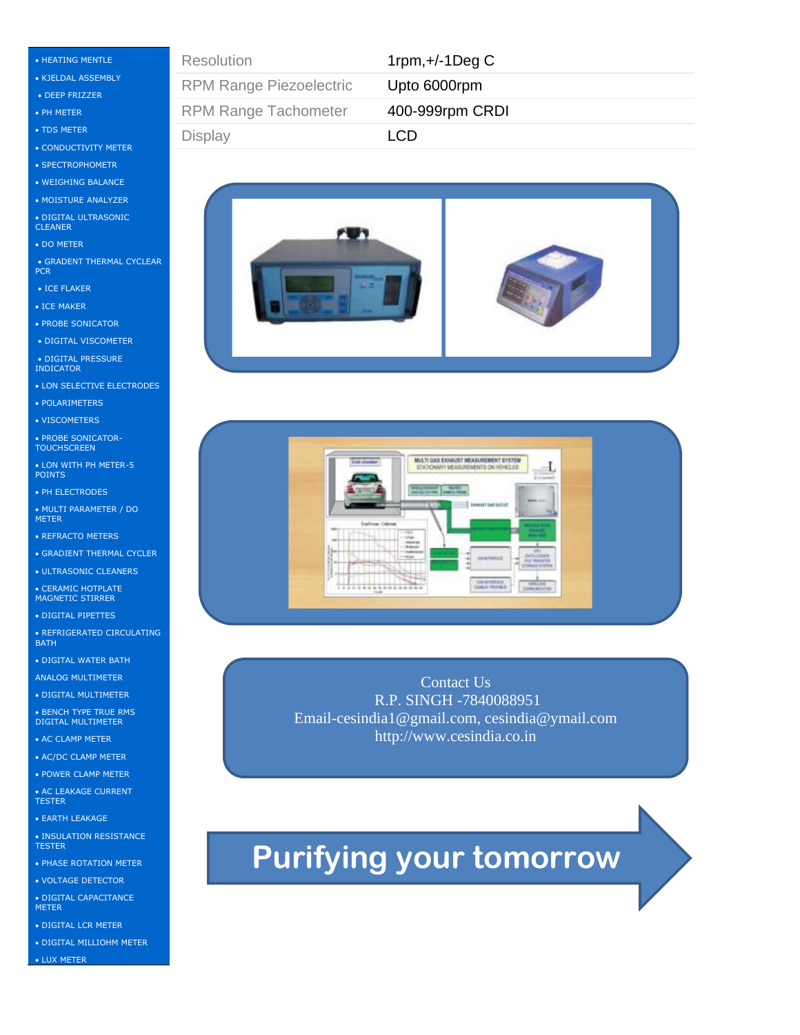- HEATING MENTLE
- KJELDAL ASSEMBLY
- DEEP FRIZZER
- PH METER
- TDS METER
- CONDUCTIVITY METER
- SPECTROPHOMETR
- WEIGHING BALANCE
- MOISTURE ANALYZER
- DIGITAL ULTRASONIC CLEANER
- DO METER
- GRADENT THERMAL CYCLEAR PCR
- ICE FLAKER
- ICE MAKER
- PROBE SONICATOR
- DIGITAL VISCOMETER
- DIGITAL PRESSURE INDICATOR
- LON SELECTIVE ELECTRODES
- POLARIMETERS
- VISCOMETERS
- PROBE SONICATOR-TOUCHSCREEN
- LON WITH PH METER-5 POINTS
- PH ELECTRODES
- MULTI PARAMETER / DO METER
- REFRACTO METERS
- GRADIENT THERMAL CYCLER
- ULTRASONIC CLEANERS
- CERAMIC HOTPLATE MAGNETIC STIRRER
- DIGITAL PIPETTES
- REFRIGERATED CIRCULATING BATH
- DIGITAL WATER BATH

ANALOG MULTIMETER

- DIGITAL MULTIMETER
- BENCH TYPE TRUE RMS DIGITAL MULTIMETER
- AC CLAMP METER
- AC/DC CLAMP METER
- POWER CLAMP METER
- AC LEAKAGE CURRENT TESTER
- EARTH LEAKAGE
- INSULATION RESISTANCE TESTER
- PHASE ROTATION METER
- VOLTAGE DETECTOR
- DIGITAL CAPACITANCE METER
- DIGITAL LCR METER
- DIGITAL MILLIOHM METER
- LUX METER

| | |
|---|---|
| Resolution | 1rpm,+/-1Deg C |
| RPM Range Piezoelectric | Upto 6000rpm |
| RPM Range Tachometer | 400-999rpm CRDI |
| Display | LCD |

Contact Us
R.P. SINGH -7840088951
Email-cesindia1@gmail.com, cesindia@ymail.com
http://www.cesindia.co.in

**Purifying your tomorrow**